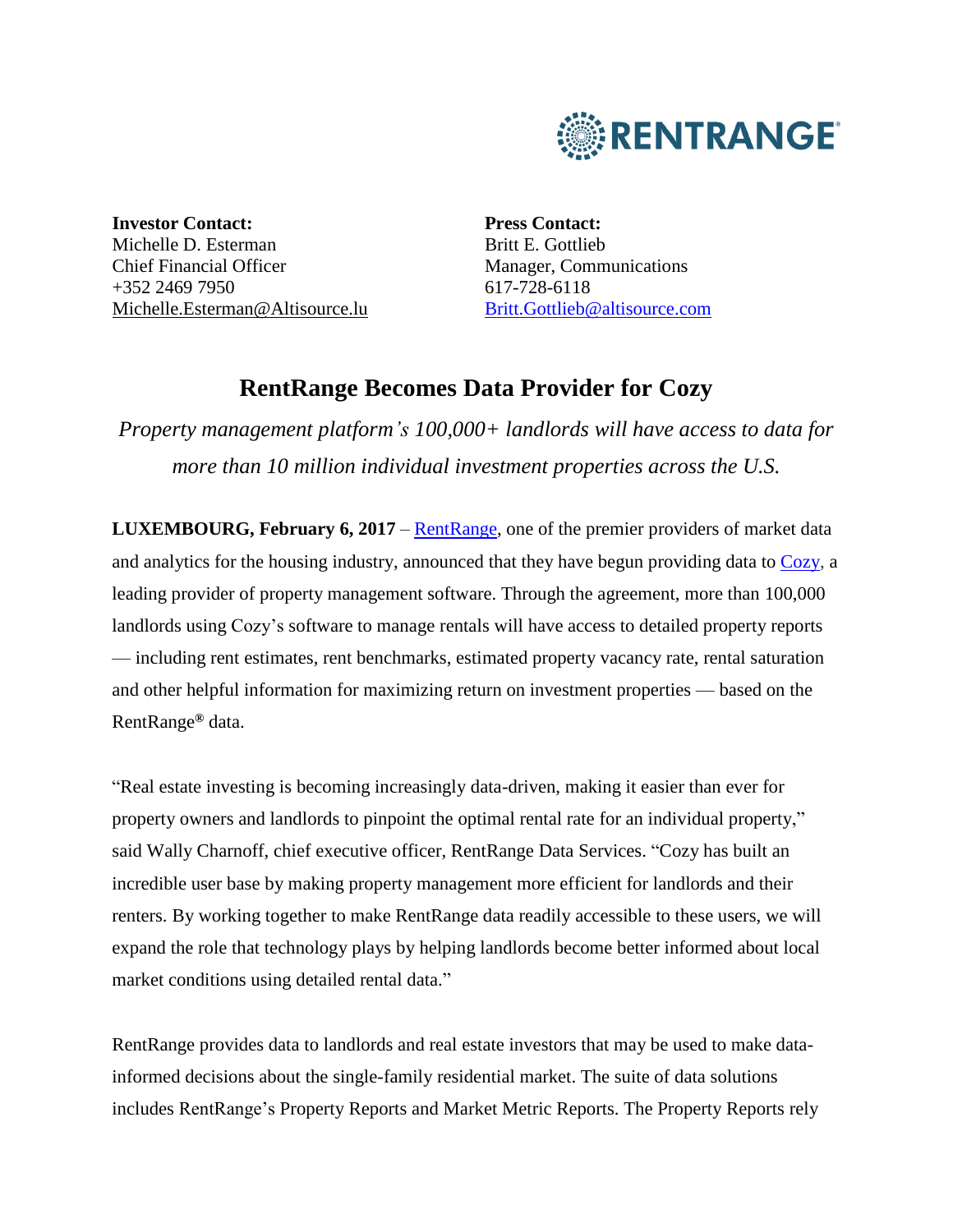RENTRANGE®

**Investor Contact:**
Michelle D. Esterman
Chief Financial Officer
+352 2469 7950
Michelle.Esterman@Altisource.lu

**Press Contact:**
Britt E. Gottlieb
Manager, Communications
617-728-6118
Britt.Gottlieb@altisource.com

# RentRange Becomes Data Provider for Cozy

*Property management platform's 100,000+ landlords will have access to data for more than 10 million individual investment properties across the U.S.*

**LUXEMBOURG, February 6, 2017** – RentRange, one of the premier providers of market data and analytics for the housing industry, announced that they have begun providing data to Cozy, a leading provider of property management software. Through the agreement, more than 100,000 landlords using Cozy's software to manage rentals will have access to detailed property reports — including rent estimates, rent benchmarks, estimated property vacancy rate, rental saturation and other helpful information for maximizing return on investment properties — based on the RentRange® data.

"Real estate investing is becoming increasingly data-driven, making it easier than ever for property owners and landlords to pinpoint the optimal rental rate for an individual property," said Wally Charnoff, chief executive officer, RentRange Data Services. "Cozy has built an incredible user base by making property management more efficient for landlords and their renters. By working together to make RentRange data readily accessible to these users, we will expand the role that technology plays by helping landlords become better informed about local market conditions using detailed rental data."

RentRange provides data to landlords and real estate investors that may be used to make data-informed decisions about the single-family residential market. The suite of data solutions includes RentRange's Property Reports and Market Metric Reports. The Property Reports rely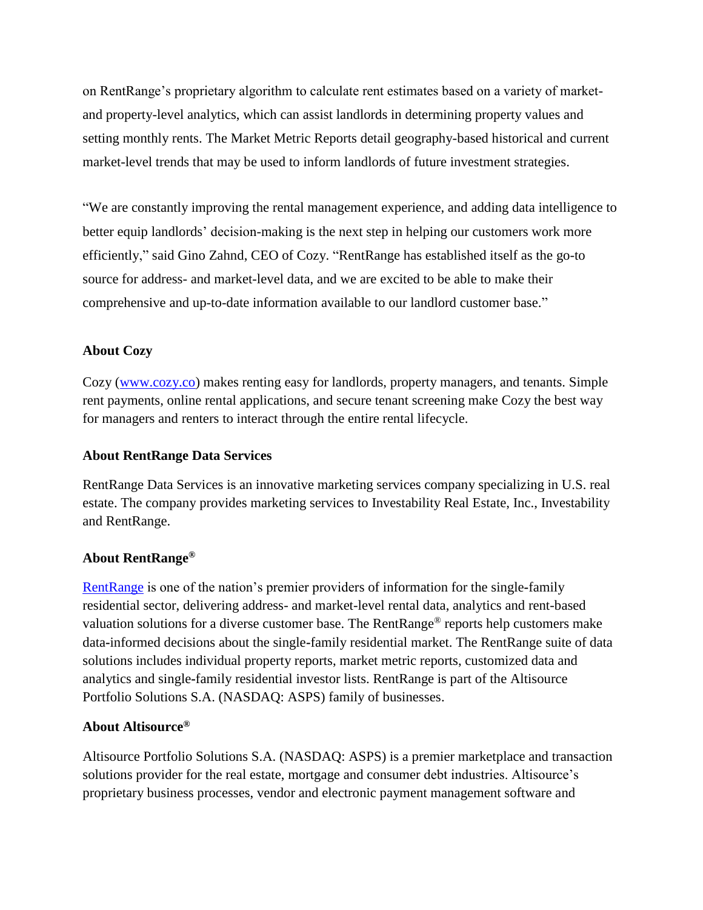on RentRange's proprietary algorithm to calculate rent estimates based on a variety of market- and property-level analytics, which can assist landlords in determining property values and setting monthly rents. The Market Metric Reports detail geography-based historical and current market-level trends that may be used to inform landlords of future investment strategies.

"We are constantly improving the rental management experience, and adding data intelligence to better equip landlords' decision-making is the next step in helping our customers work more efficiently," said Gino Zahnd, CEO of Cozy. "RentRange has established itself as the go-to source for address- and market-level data, and we are excited to be able to make their comprehensive and up-to-date information available to our landlord customer base."

**About Cozy**

Cozy ([www.cozy.co](www.cozy.co)) makes renting easy for landlords, property managers, and tenants. Simple rent payments, online rental applications, and secure tenant screening make Cozy the best way for managers and renters to interact through the entire rental lifecycle.

**About RentRange Data Services**

RentRange Data Services is an innovative marketing services company specializing in U.S. real estate. The company provides marketing services to Investability Real Estate, Inc., Investability and RentRange.

**About RentRange®**

RentRange is one of the nation's premier providers of information for the single-family residential sector, delivering address- and market-level rental data, analytics and rent-based valuation solutions for a diverse customer base. The RentRange® reports help customers make data-informed decisions about the single-family residential market. The RentRange suite of data solutions includes individual property reports, market metric reports, customized data and analytics and single-family residential investor lists. RentRange is part of the Altisource Portfolio Solutions S.A. (NASDAQ: ASPS) family of businesses.

**About Altisource®**

Altisource Portfolio Solutions S.A. (NASDAQ: ASPS) is a premier marketplace and transaction solutions provider for the real estate, mortgage and consumer debt industries. Altisource's proprietary business processes, vendor and electronic payment management software and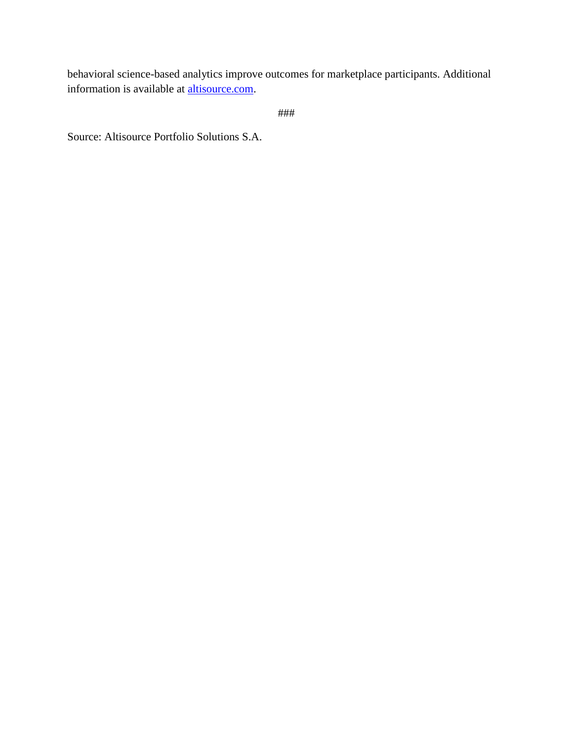behavioral science-based analytics improve outcomes for marketplace participants. Additional information is available at [altisource.com](altisource.com).

###

Source: Altisource Portfolio Solutions S.A.